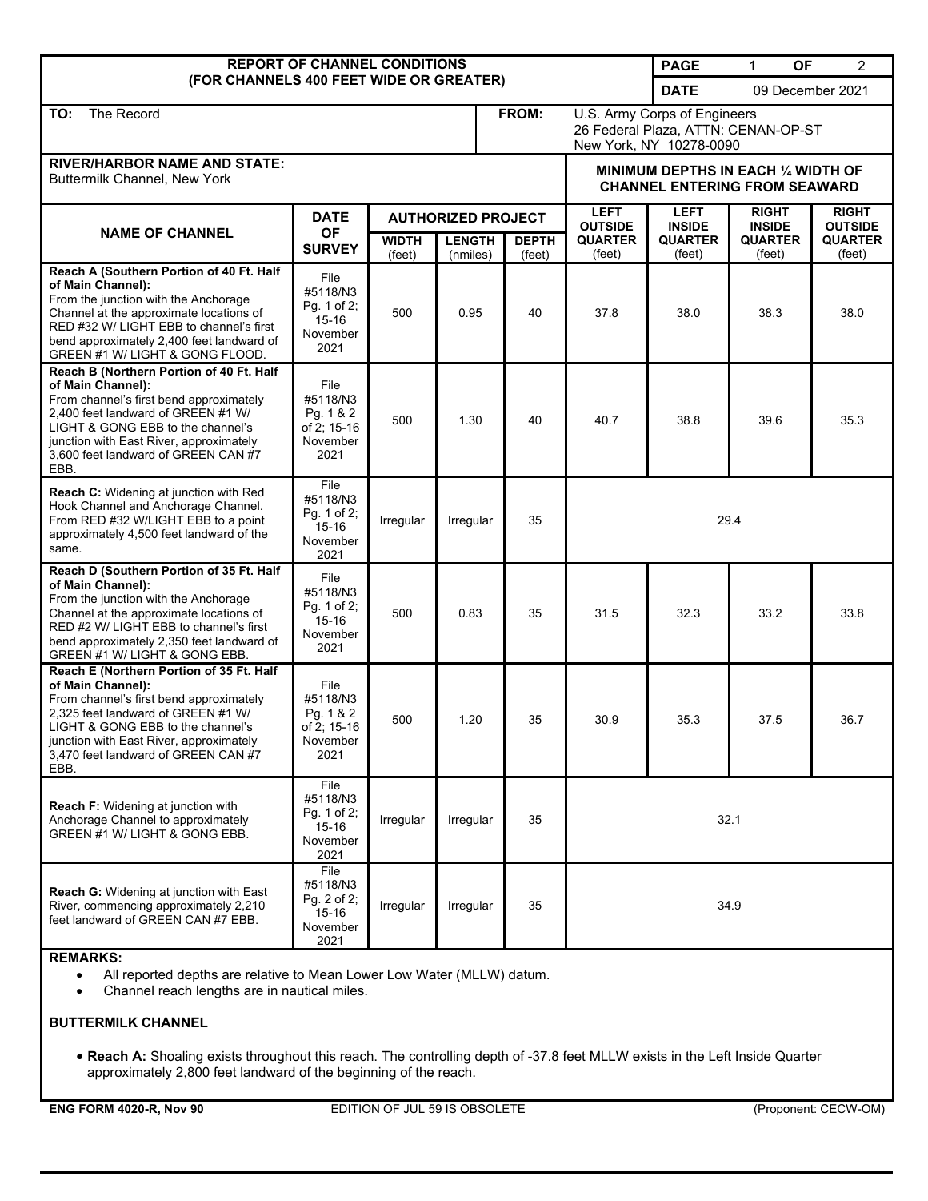# REPORT OF CHANNEL CONDITIONS
## (FOR CHANNELS 400 FEET WIDE OR GREATER)

**DATE** 09 December 2021

**TO:** The Record

**FROM:** U.S. Army Corps of Engineers
26 Federal Plaza, ATTN: CENAN-OP-ST
New York, NY 10278-0090

**RIVER/HARBOR NAME AND STATE:**
Buttermilk Channel, New York

| NAME OF CHANNEL | DATE OF SURVEY | AUTHORIZED PROJECT | | | MINIMUM DEPTHS IN EACH ¼ WIDTH OF CHANNEL ENTERING FROM SEAWARD | | | |
|---|---|---|---|---|---|---|---|---|
| | | WIDTH (feet) | LENGTH (nmiles) | DEPTH (feet) | LEFT OUTSIDE QUARTER (feet) | LEFT INSIDE QUARTER (feet) | RIGHT INSIDE QUARTER (feet) | RIGHT OUTSIDE QUARTER (feet) |
| **Reach A (Southern Portion of 40 Ft. Half of Main Channel):** From the junction with the Anchorage Channel at the approximate locations of RED #32 W/ LIGHT EBB to channel's first bend approximately 2,400 feet landward of GREEN #1 W/ LIGHT & GONG FLOOD. | File #5118/N3 Pg. 1 of 2; 15-16 November 2021 | 500 | 0.95 | 40 | 37.8 | 38.0 | 38.3 | 38.0 |
| **Reach B (Northern Portion of 40 Ft. Half of Main Channel):** From channel's first bend approximately 2,400 feet landward of GREEN #1 W/ LIGHT & GONG EBB to the channel's junction with East River, approximately 3,600 feet landward of GREEN CAN #7 EBB. | File #5118/N3 Pg. 1 & 2 of 2; 15-16 November 2021 | 500 | 1.30 | 40 | 40.7 | 38.8 | 39.6 | 35.3 |
| **Reach C:** Widening at junction with Red Hook Channel and Anchorage Channel. From RED #32 W/LIGHT EBB to a point approximately 4,500 feet landward of the same. | File #5118/N3 Pg. 1 of 2; 15-16 November 2021 | Irregular | Irregular | 35 | 29.4 | | | |
| **Reach D (Southern Portion of 35 Ft. Half of Main Channel):** From the junction with the Anchorage Channel at the approximate locations of RED #2 W/ LIGHT EBB to channel's first bend approximately 2,350 feet landward of GREEN #1 W/ LIGHT & GONG EBB. | File #5118/N3 Pg. 1 of 2; 15-16 November 2021 | 500 | 0.83 | 35 | 31.5 | 32.3 | 33.2 | 33.8 |
| **Reach E (Northern Portion of 35 Ft. Half of Main Channel):** From channel's first bend approximately 2,325 feet landward of GREEN #1 W/ LIGHT & GONG EBB to the channel's junction with East River, approximately 3,470 feet landward of GREEN CAN #7 EBB. | File #5118/N3 Pg. 1 & 2 of 2; 15-16 November 2021 | 500 | 1.20 | 35 | 30.9 | 35.3 | 37.5 | 36.7 |
| **Reach F:** Widening at junction with Anchorage Channel to approximately GREEN #1 W/ LIGHT & GONG EBB. | File #5118/N3 Pg. 1 of 2; 15-16 November 2021 | Irregular | Irregular | 35 | 32.1 | | | |
| **Reach G:** Widening at junction with East River, commencing approximately 2,210 feet landward of GREEN CAN #7 EBB. | File #5118/N3 Pg. 2 of 2; 15-16 November 2021 | Irregular | Irregular | 35 | 34.9 | | | |

**REMARKS:**

- All reported depths are relative to Mean Lower Low Water (MLLW) datum.
- Channel reach lengths are in nautical miles.

**BUTTERMILK CHANNEL**

- **Reach A:** Shoaling exists throughout this reach. The controlling depth of -37.8 feet MLLW exists in the Left Inside Quarter approximately 2,800 feet landward of the beginning of the reach.

**ENG FORM 4020-R, Nov 90** EDITION OF JUL 59 IS OBSOLETE (Proponent: CECW-OM)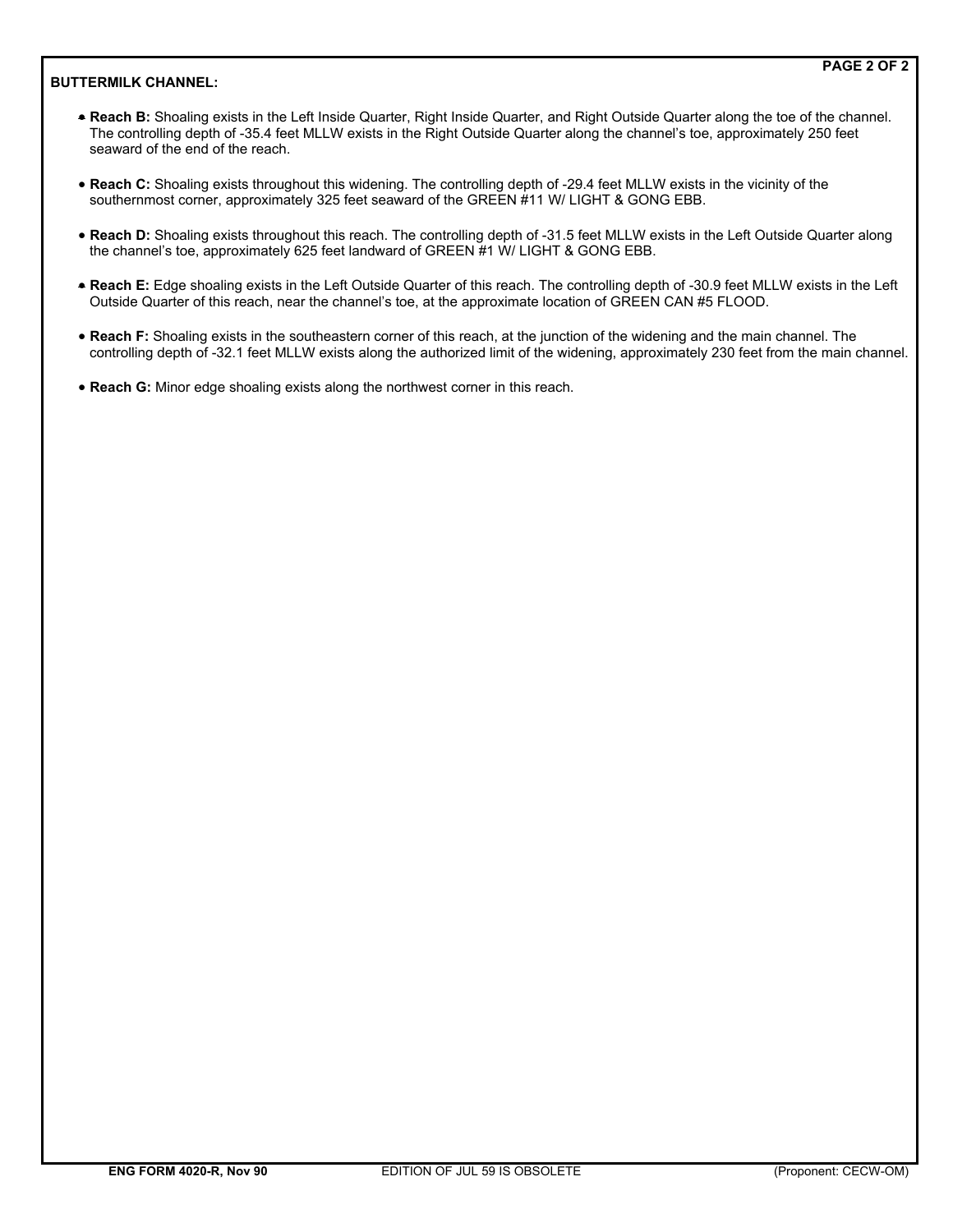**BUTTERMILK CHANNEL:**

- **Reach B:** Shoaling exists in the Left Inside Quarter, Right Inside Quarter, and Right Outside Quarter along the toe of the channel. The controlling depth of -35.4 feet MLLW exists in the Right Outside Quarter along the channel's toe, approximately 250 feet seaward of the end of the reach.

- **Reach C:** Shoaling exists throughout this widening. The controlling depth of -29.4 feet MLLW exists in the vicinity of the southernmost corner, approximately 325 feet seaward of the GREEN #11 W/ LIGHT & GONG EBB.

- **Reach D:** Shoaling exists throughout this reach. The controlling depth of -31.5 feet MLLW exists in the Left Outside Quarter along the channel's toe, approximately 625 feet landward of GREEN #1 W/ LIGHT & GONG EBB.

- **Reach E:** Edge shoaling exists in the Left Outside Quarter of this reach. The controlling depth of -30.9 feet MLLW exists in the Left Outside Quarter of this reach, near the channel's toe, at the approximate location of GREEN CAN #5 FLOOD.

- **Reach F:** Shoaling exists in the southeastern corner of this reach, at the junction of the widening and the main channel. The controlling depth of -32.1 feet MLLW exists along the authorized limit of the widening, approximately 230 feet from the main channel.

- **Reach G:** Minor edge shoaling exists along the northwest corner in this reach.

ENG FORM 4020-R, Nov 90 EDITION OF JUL 59 IS OBSOLETE (Proponent: CECW-OM)